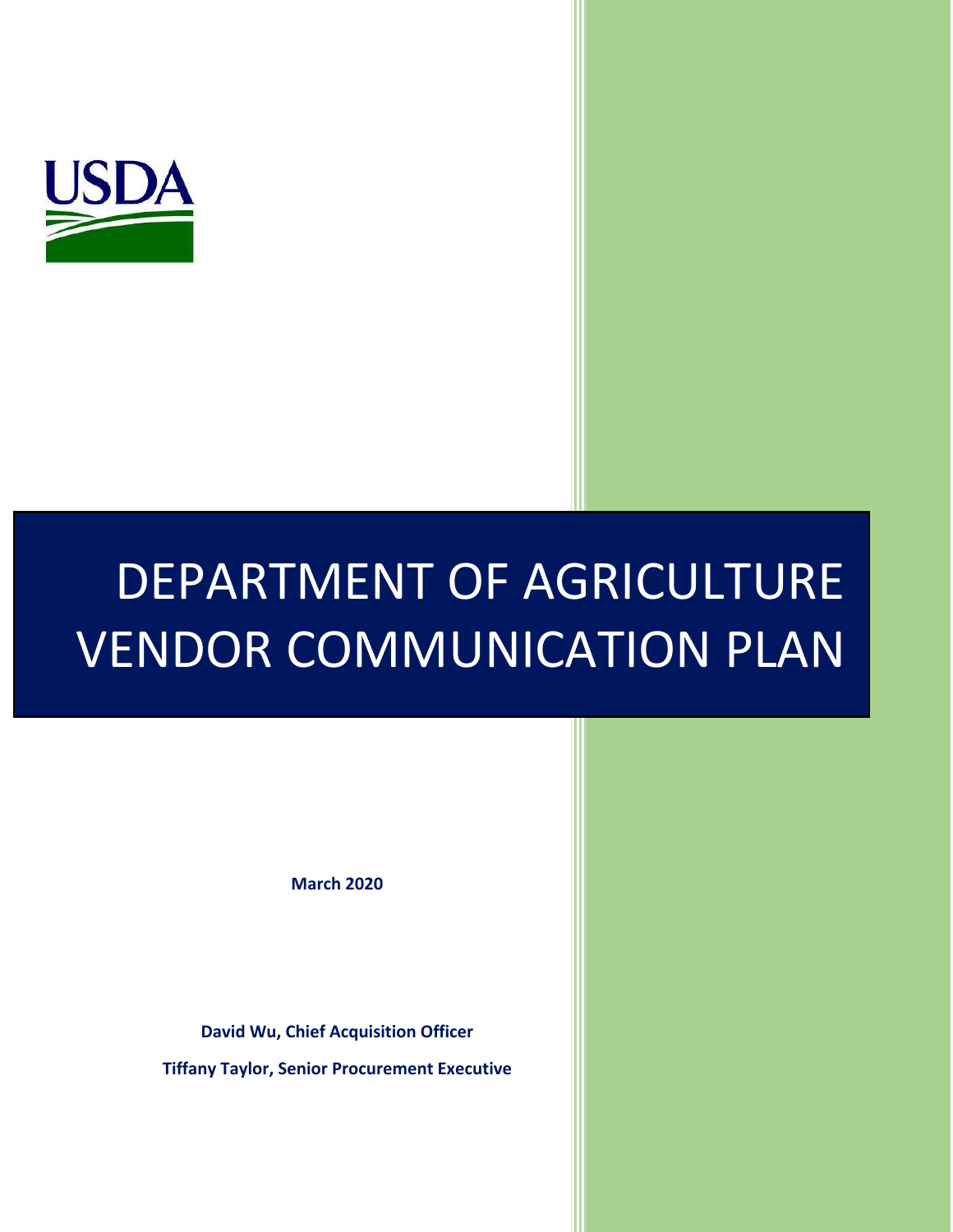USDA

# DEPARTMENT OF AGRICULTURE VENDOR COMMUNICATION PLAN

**March 2020**

**David Wu, Chief Acquisition Officer**

**Tiffany Taylor, Senior Procurement Executive**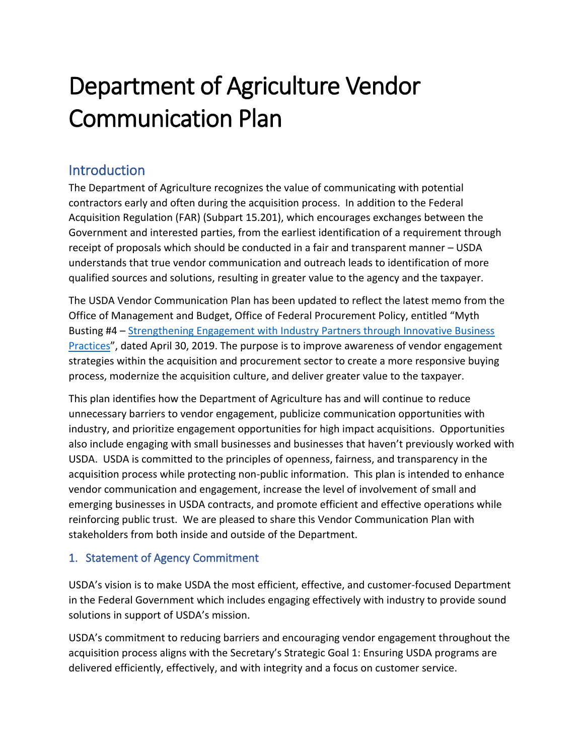# Department of Agriculture Vendor Communication Plan

## Introduction

The Department of Agriculture recognizes the value of communicating with potential contractors early and often during the acquisition process. In addition to the Federal Acquisition Regulation (FAR) (Subpart 15.201), which encourages exchanges between the Government and interested parties, from the earliest identification of a requirement through receipt of proposals which should be conducted in a fair and transparent manner – USDA understands that true vendor communication and outreach leads to identification of more qualified sources and solutions, resulting in greater value to the agency and the taxpayer.

The USDA Vendor Communication Plan has been updated to reflect the latest memo from the Office of Management and Budget, Office of Federal Procurement Policy, entitled "Myth Busting #4 – Strengthening Engagement with Industry Partners through Innovative Business Practices", dated April 30, 2019. The purpose is to improve awareness of vendor engagement strategies within the acquisition and procurement sector to create a more responsive buying process, modernize the acquisition culture, and deliver greater value to the taxpayer.

This plan identifies how the Department of Agriculture has and will continue to reduce unnecessary barriers to vendor engagement, publicize communication opportunities with industry, and prioritize engagement opportunities for high impact acquisitions. Opportunities also include engaging with small businesses and businesses that haven't previously worked with USDA. USDA is committed to the principles of openness, fairness, and transparency in the acquisition process while protecting non-public information. This plan is intended to enhance vendor communication and engagement, increase the level of involvement of small and emerging businesses in USDA contracts, and promote efficient and effective operations while reinforcing public trust. We are pleased to share this Vendor Communication Plan with stakeholders from both inside and outside of the Department.

### 1. Statement of Agency Commitment

USDA's vision is to make USDA the most efficient, effective, and customer-focused Department in the Federal Government which includes engaging effectively with industry to provide sound solutions in support of USDA's mission.

USDA's commitment to reducing barriers and encouraging vendor engagement throughout the acquisition process aligns with the Secretary's Strategic Goal 1: Ensuring USDA programs are delivered efficiently, effectively, and with integrity and a focus on customer service.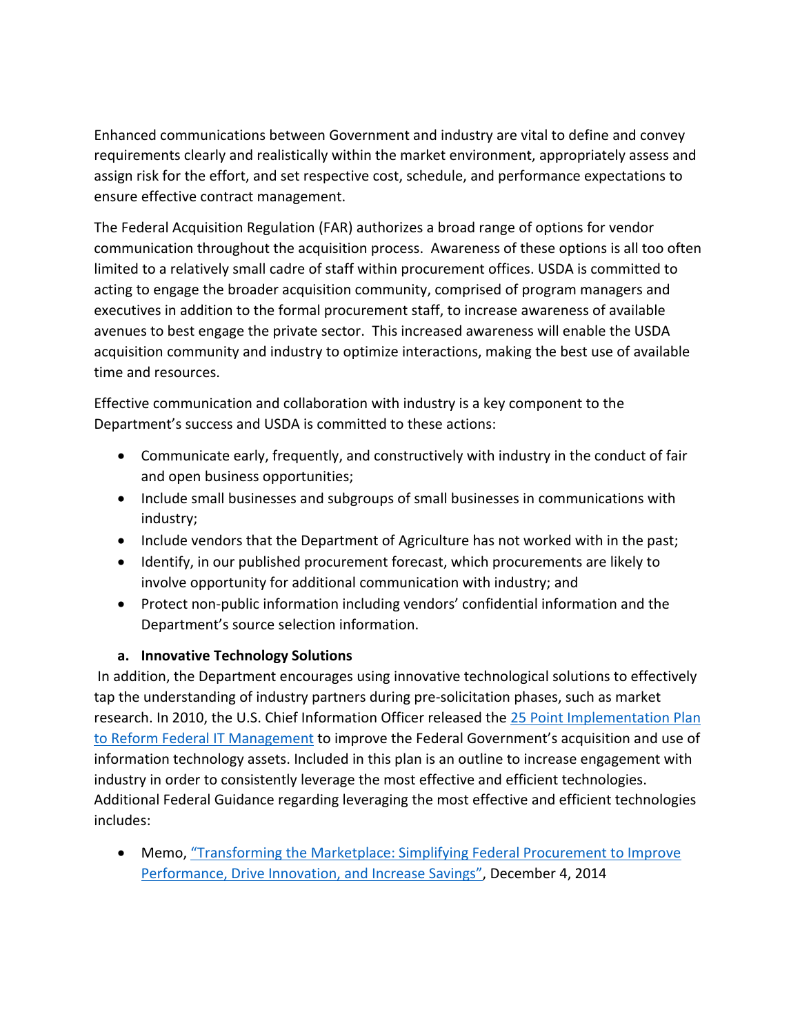Enhanced communications between Government and industry are vital to define and convey requirements clearly and realistically within the market environment, appropriately assess and assign risk for the effort, and set respective cost, schedule, and performance expectations to ensure effective contract management.

The Federal Acquisition Regulation (FAR) authorizes a broad range of options for vendor communication throughout the acquisition process. Awareness of these options is all too often limited to a relatively small cadre of staff within procurement offices. USDA is committed to acting to engage the broader acquisition community, comprised of program managers and executives in addition to the formal procurement staff, to increase awareness of available avenues to best engage the private sector. This increased awareness will enable the USDA acquisition community and industry to optimize interactions, making the best use of available time and resources.

Effective communication and collaboration with industry is a key component to the Department's success and USDA is committed to these actions:

- Communicate early, frequently, and constructively with industry in the conduct of fair and open business opportunities;
- Include small businesses and subgroups of small businesses in communications with industry;
- Include vendors that the Department of Agriculture has not worked with in the past;
- Identify, in our published procurement forecast, which procurements are likely to involve opportunity for additional communication with industry; and
- Protect non-public information including vendors' confidential information and the Department's source selection information.

### a. Innovative Technology Solutions

In addition, the Department encourages using innovative technological solutions to effectively tap the understanding of industry partners during pre-solicitation phases, such as market research. In 2010, the U.S. Chief Information Officer released the 25 Point Implementation Plan to Reform Federal IT Management to improve the Federal Government's acquisition and use of information technology assets. Included in this plan is an outline to increase engagement with industry in order to consistently leverage the most effective and efficient technologies. Additional Federal Guidance regarding leveraging the most effective and efficient technologies includes:

- Memo, "Transforming the Marketplace: Simplifying Federal Procurement to Improve Performance, Drive Innovation, and Increase Savings", December 4, 2014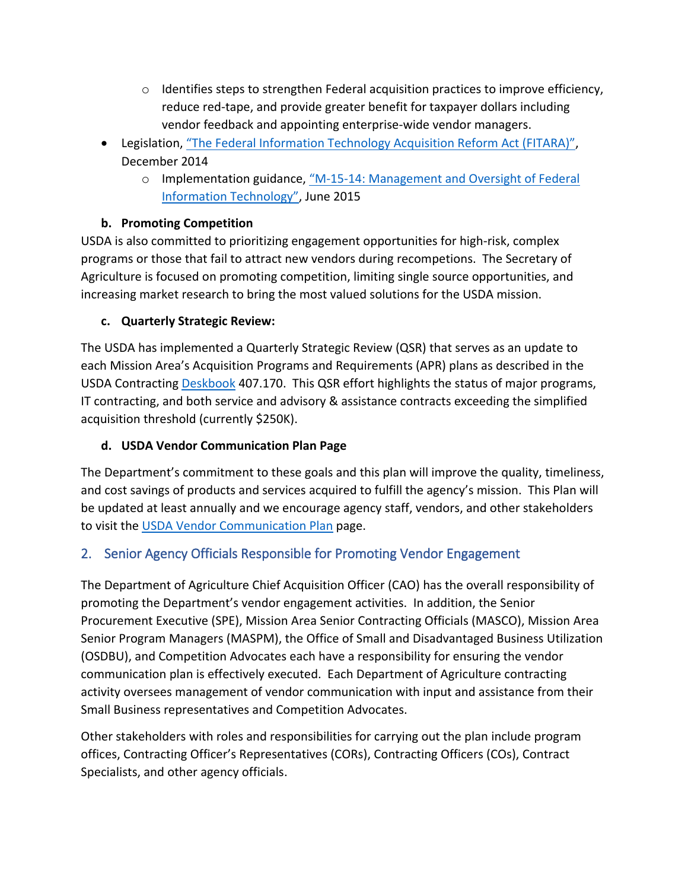- Identifies steps to strengthen Federal acquisition practices to improve efficiency, reduce red-tape, and provide greater benefit for taxpayer dollars including vendor feedback and appointing enterprise-wide vendor managers.
- Legislation, "The Federal Information Technology Acquisition Reform Act (FITARA)", December 2014
  - Implementation guidance, "M-15-14: Management and Oversight of Federal Information Technology", June 2015

**b. Promoting Competition**

USDA is also committed to prioritizing engagement opportunities for high-risk, complex programs or those that fail to attract new vendors during recompetitions. The Secretary of Agriculture is focused on promoting competition, limiting single source opportunities, and increasing market research to bring the most valued solutions for the USDA mission.

**c. Quarterly Strategic Review:**

The USDA has implemented a Quarterly Strategic Review (QSR) that serves as an update to each Mission Area's Acquisition Programs and Requirements (APR) plans as described in the USDA Contracting Deskbook 407.170. This QSR effort highlights the status of major programs, IT contracting, and both service and advisory & assistance contracts exceeding the simplified acquisition threshold (currently $250K).

**d. USDA Vendor Communication Plan Page**

The Department's commitment to these goals and this plan will improve the quality, timeliness, and cost savings of products and services acquired to fulfill the agency's mission. This Plan will be updated at least annually and we encourage agency staff, vendors, and other stakeholders to visit the USDA Vendor Communication Plan page.

## 2. Senior Agency Officials Responsible for Promoting Vendor Engagement

The Department of Agriculture Chief Acquisition Officer (CAO) has the overall responsibility of promoting the Department's vendor engagement activities. In addition, the Senior Procurement Executive (SPE), Mission Area Senior Contracting Officials (MASCO), Mission Area Senior Program Managers (MASPM), the Office of Small and Disadvantaged Business Utilization (OSDBU), and Competition Advocates each have a responsibility for ensuring the vendor communication plan is effectively executed. Each Department of Agriculture contracting activity oversees management of vendor communication with input and assistance from their Small Business representatives and Competition Advocates.

Other stakeholders with roles and responsibilities for carrying out the plan include program offices, Contracting Officer's Representatives (CORs), Contracting Officers (COs), Contract Specialists, and other agency officials.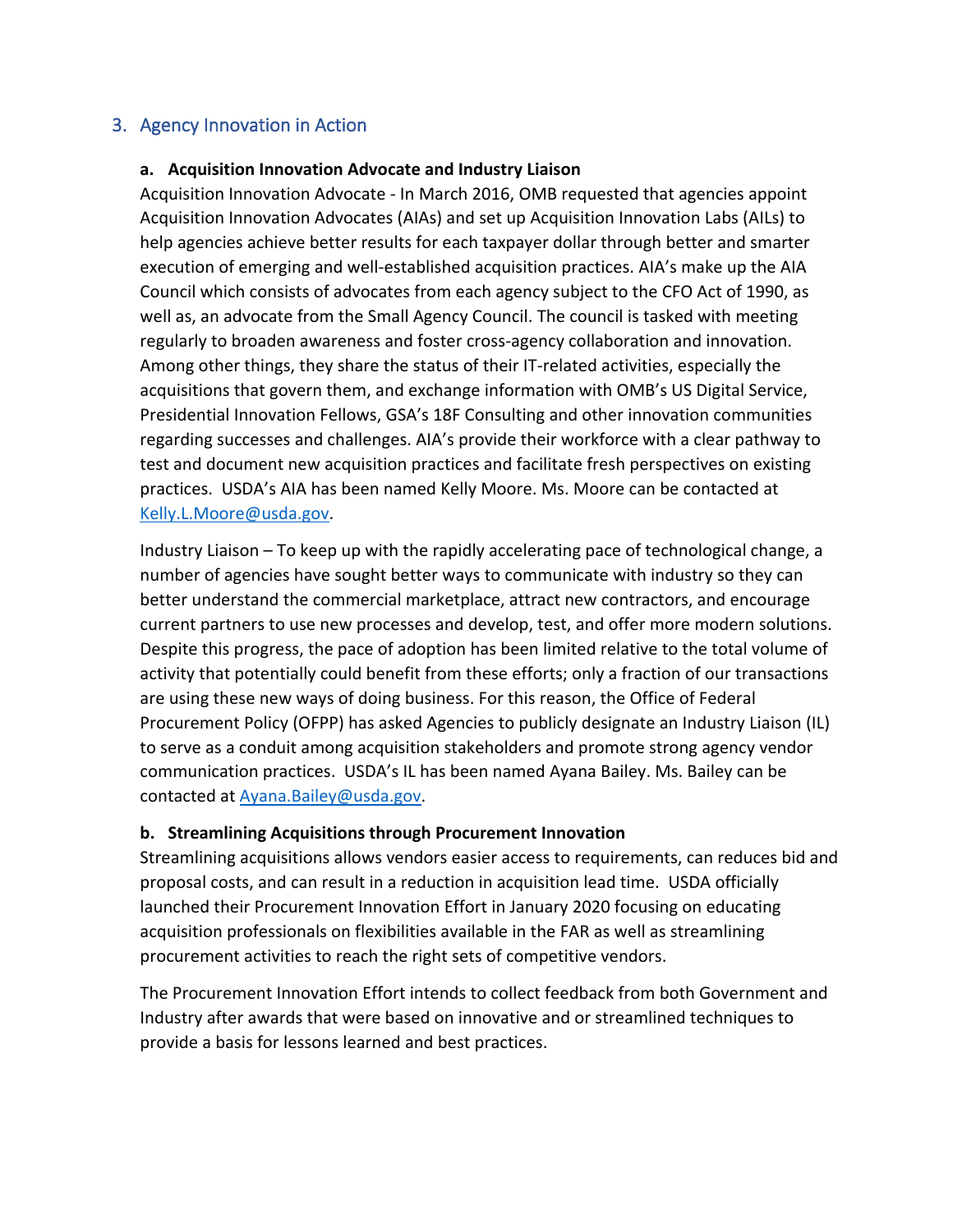## 3. Agency Innovation in Action

### a. Acquisition Innovation Advocate and Industry Liaison

Acquisition Innovation Advocate - In March 2016, OMB requested that agencies appoint Acquisition Innovation Advocates (AIAs) and set up Acquisition Innovation Labs (AILs) to help agencies achieve better results for each taxpayer dollar through better and smarter execution of emerging and well-established acquisition practices. AIA's make up the AIA Council which consists of advocates from each agency subject to the CFO Act of 1990, as well as, an advocate from the Small Agency Council. The council is tasked with meeting regularly to broaden awareness and foster cross-agency collaboration and innovation. Among other things, they share the status of their IT-related activities, especially the acquisitions that govern them, and exchange information with OMB's US Digital Service, Presidential Innovation Fellows, GSA's 18F Consulting and other innovation communities regarding successes and challenges. AIA's provide their workforce with a clear pathway to test and document new acquisition practices and facilitate fresh perspectives on existing practices. USDA's AIA has been named Kelly Moore. Ms. Moore can be contacted at Kelly.L.Moore@usda.gov.

Industry Liaison – To keep up with the rapidly accelerating pace of technological change, a number of agencies have sought better ways to communicate with industry so they can better understand the commercial marketplace, attract new contractors, and encourage current partners to use new processes and develop, test, and offer more modern solutions. Despite this progress, the pace of adoption has been limited relative to the total volume of activity that potentially could benefit from these efforts; only a fraction of our transactions are using these new ways of doing business. For this reason, the Office of Federal Procurement Policy (OFPP) has asked Agencies to publicly designate an Industry Liaison (IL) to serve as a conduit among acquisition stakeholders and promote strong agency vendor communication practices. USDA's IL has been named Ayana Bailey. Ms. Bailey can be contacted at Ayana.Bailey@usda.gov.

### b. Streamlining Acquisitions through Procurement Innovation

Streamlining acquisitions allows vendors easier access to requirements, can reduces bid and proposal costs, and can result in a reduction in acquisition lead time. USDA officially launched their Procurement Innovation Effort in January 2020 focusing on educating acquisition professionals on flexibilities available in the FAR as well as streamlining procurement activities to reach the right sets of competitive vendors.

The Procurement Innovation Effort intends to collect feedback from both Government and Industry after awards that were based on innovative and or streamlined techniques to provide a basis for lessons learned and best practices.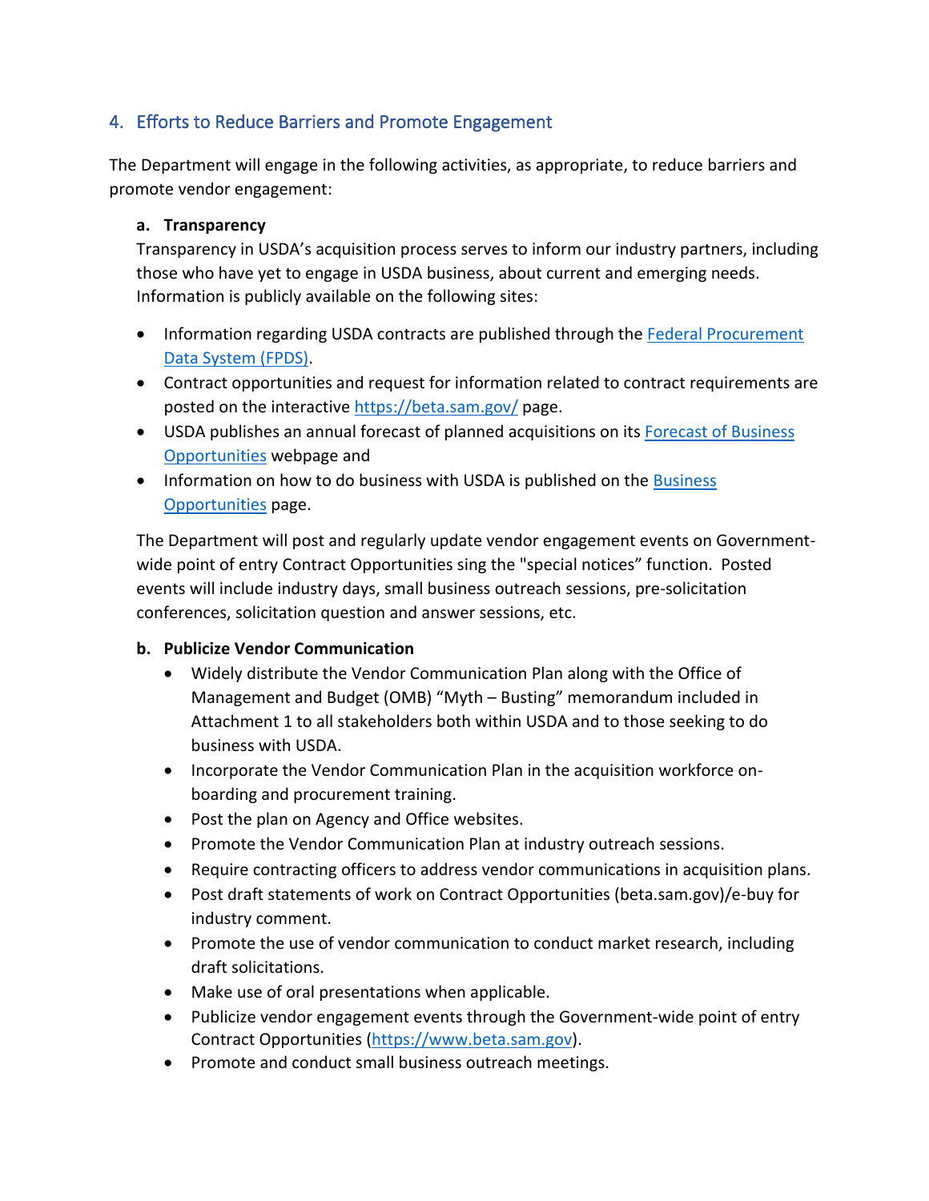## 4. Efforts to Reduce Barriers and Promote Engagement

The Department will engage in the following activities, as appropriate, to reduce barriers and promote vendor engagement:

**a. Transparency**

Transparency in USDA's acquisition process serves to inform our industry partners, including those who have yet to engage in USDA business, about current and emerging needs. Information is publicly available on the following sites:

- Information regarding USDA contracts are published through the Federal Procurement Data System (FPDS).
- Contract opportunities and request for information related to contract requirements are posted on the interactive https://beta.sam.gov/ page.
- USDA publishes an annual forecast of planned acquisitions on its Forecast of Business Opportunities webpage and
- Information on how to do business with USDA is published on the Business Opportunities page.

The Department will post and regularly update vendor engagement events on Government-wide point of entry Contract Opportunities sing the "special notices" function. Posted events will include industry days, small business outreach sessions, pre-solicitation conferences, solicitation question and answer sessions, etc.

**b. Publicize Vendor Communication**

- Widely distribute the Vendor Communication Plan along with the Office of Management and Budget (OMB) "Myth – Busting" memorandum included in Attachment 1 to all stakeholders both within USDA and to those seeking to do business with USDA.
- Incorporate the Vendor Communication Plan in the acquisition workforce on-boarding and procurement training.
- Post the plan on Agency and Office websites.
- Promote the Vendor Communication Plan at industry outreach sessions.
- Require contracting officers to address vendor communications in acquisition plans.
- Post draft statements of work on Contract Opportunities (beta.sam.gov)/e-buy for industry comment.
- Promote the use of vendor communication to conduct market research, including draft solicitations.
- Make use of oral presentations when applicable.
- Publicize vendor engagement events through the Government-wide point of entry Contract Opportunities (https://www.beta.sam.gov).
- Promote and conduct small business outreach meetings.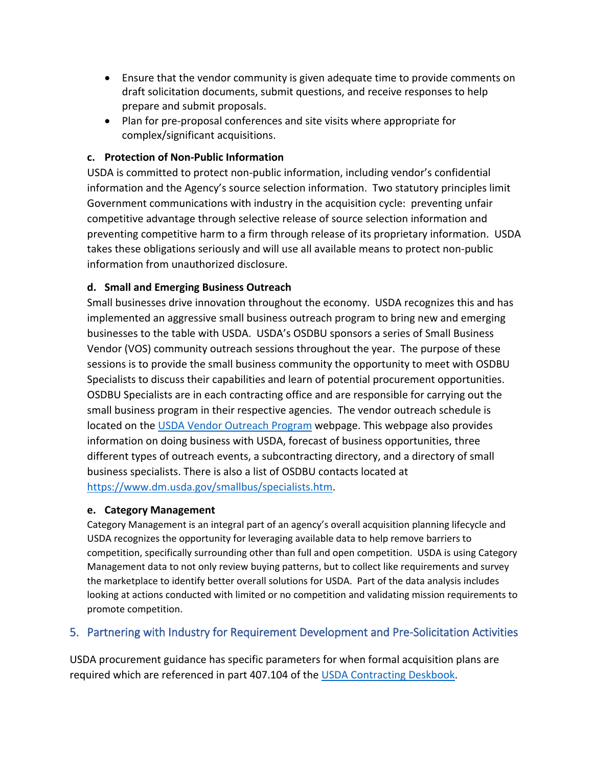- Ensure that the vendor community is given adequate time to provide comments on draft solicitation documents, submit questions, and receive responses to help prepare and submit proposals.
- Plan for pre-proposal conferences and site visits where appropriate for complex/significant acquisitions.

**c. Protection of Non-Public Information**

USDA is committed to protect non-public information, including vendor's confidential information and the Agency's source selection information. Two statutory principles limit Government communications with industry in the acquisition cycle: preventing unfair competitive advantage through selective release of source selection information and preventing competitive harm to a firm through release of its proprietary information. USDA takes these obligations seriously and will use all available means to protect non-public information from unauthorized disclosure.

**d. Small and Emerging Business Outreach**

Small businesses drive innovation throughout the economy. USDA recognizes this and has implemented an aggressive small business outreach program to bring new and emerging businesses to the table with USDA. USDA's OSDBU sponsors a series of Small Business Vendor (VOS) community outreach sessions throughout the year. The purpose of these sessions is to provide the small business community the opportunity to meet with OSDBU Specialists to discuss their capabilities and learn of potential procurement opportunities. OSDBU Specialists are in each contracting office and are responsible for carrying out the small business program in their respective agencies. The vendor outreach schedule is located on the [USDA Vendor Outreach Program](USDA Vendor Outreach Program) webpage. This webpage also provides information on doing business with USDA, forecast of business opportunities, three different types of outreach events, a subcontracting directory, and a directory of small business specialists. There is also a list of OSDBU contacts located at https://www.dm.usda.gov/smallbus/specialists.htm.

**e. Category Management**

Category Management is an integral part of an agency's overall acquisition planning lifecycle and USDA recognizes the opportunity for leveraging available data to help remove barriers to competition, specifically surrounding other than full and open competition. USDA is using Category Management data to not only review buying patterns, but to collect like requirements and survey the marketplace to identify better overall solutions for USDA. Part of the data analysis includes looking at actions conducted with limited or no competition and validating mission requirements to promote competition.

## 5. Partnering with Industry for Requirement Development and Pre-Solicitation Activities

USDA procurement guidance has specific parameters for when formal acquisition plans are required which are referenced in part 407.104 of the USDA Contracting Deskbook.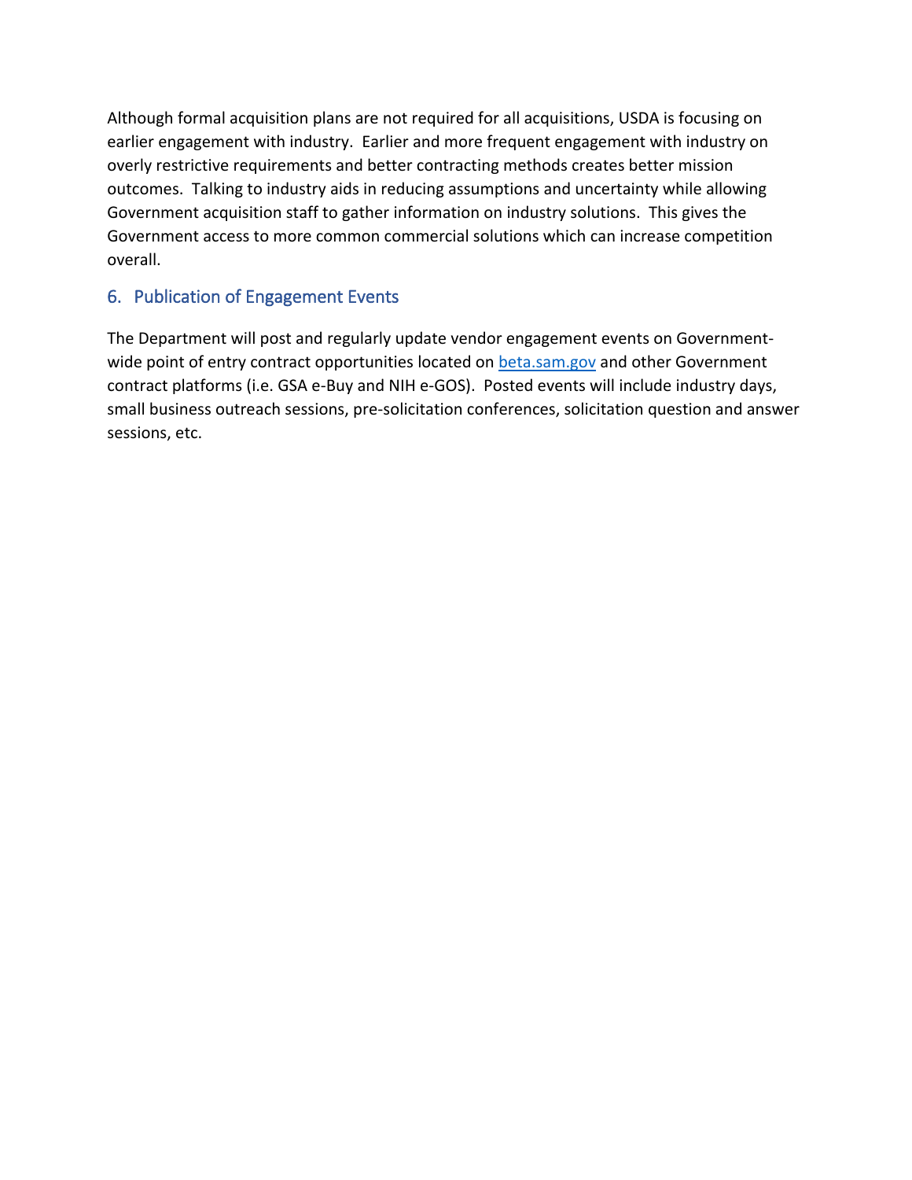Although formal acquisition plans are not required for all acquisitions, USDA is focusing on earlier engagement with industry. Earlier and more frequent engagement with industry on overly restrictive requirements and better contracting methods creates better mission outcomes. Talking to industry aids in reducing assumptions and uncertainty while allowing Government acquisition staff to gather information on industry solutions. This gives the Government access to more common commercial solutions which can increase competition overall.

## 6. Publication of Engagement Events

The Department will post and regularly update vendor engagement events on Government-wide point of entry contract opportunities located on [beta.sam.gov](beta.sam.gov) and other Government contract platforms (i.e. GSA e-Buy and NIH e-GOS). Posted events will include industry days, small business outreach sessions, pre-solicitation conferences, solicitation question and answer sessions, etc.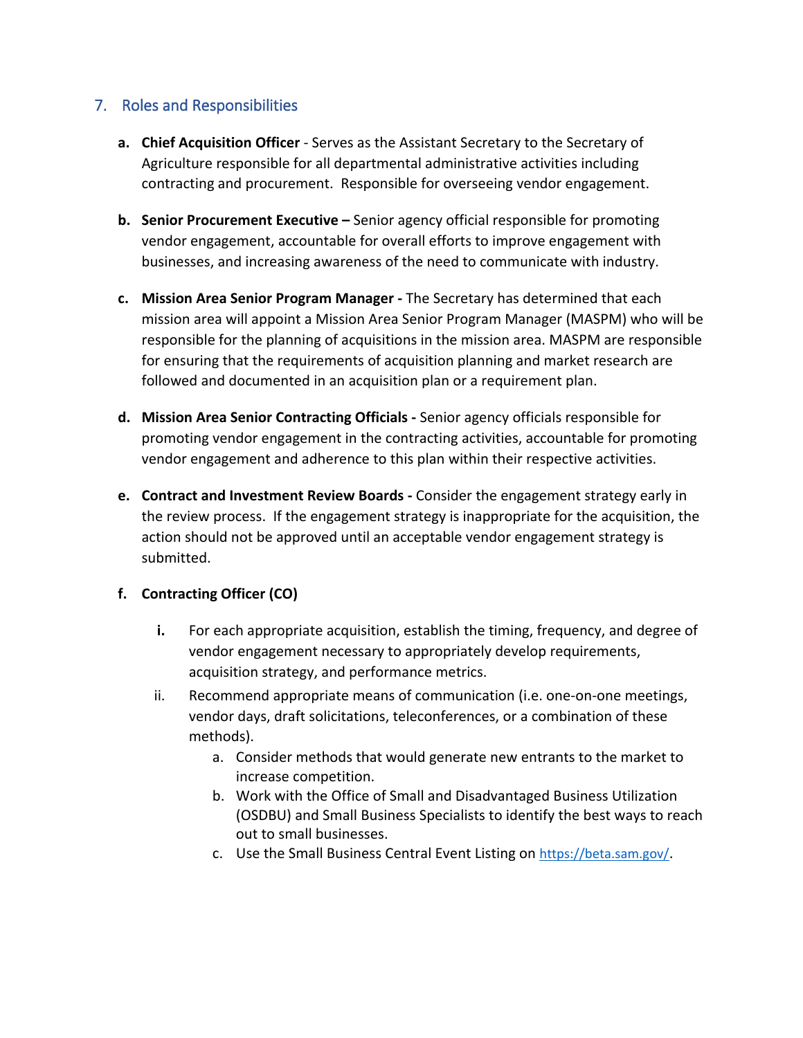## 7. Roles and Responsibilities

**a. Chief Acquisition Officer** - Serves as the Assistant Secretary to the Secretary of Agriculture responsible for all departmental administrative activities including contracting and procurement. Responsible for overseeing vendor engagement.

**b. Senior Procurement Executive –** Senior agency official responsible for promoting vendor engagement, accountable for overall efforts to improve engagement with businesses, and increasing awareness of the need to communicate with industry.

**c. Mission Area Senior Program Manager -** The Secretary has determined that each mission area will appoint a Mission Area Senior Program Manager (MASPM) who will be responsible for the planning of acquisitions in the mission area. MASPM are responsible for ensuring that the requirements of acquisition planning and market research are followed and documented in an acquisition plan or a requirement plan.

**d. Mission Area Senior Contracting Officials -** Senior agency officials responsible for promoting vendor engagement in the contracting activities, accountable for promoting vendor engagement and adherence to this plan within their respective activities.

**e. Contract and Investment Review Boards -** Consider the engagement strategy early in the review process. If the engagement strategy is inappropriate for the acquisition, the action should not be approved until an acceptable vendor engagement strategy is submitted.

**f. Contracting Officer (CO)**

- **i.** For each appropriate acquisition, establish the timing, frequency, and degree of vendor engagement necessary to appropriately develop requirements, acquisition strategy, and performance metrics.
- ii. Recommend appropriate means of communication (i.e. one-on-one meetings, vendor days, draft solicitations, teleconferences, or a combination of these methods).
  - a. Consider methods that would generate new entrants to the market to increase competition.
  - b. Work with the Office of Small and Disadvantaged Business Utilization (OSDBU) and Small Business Specialists to identify the best ways to reach out to small businesses.
  - c. Use the Small Business Central Event Listing on https://beta.sam.gov/.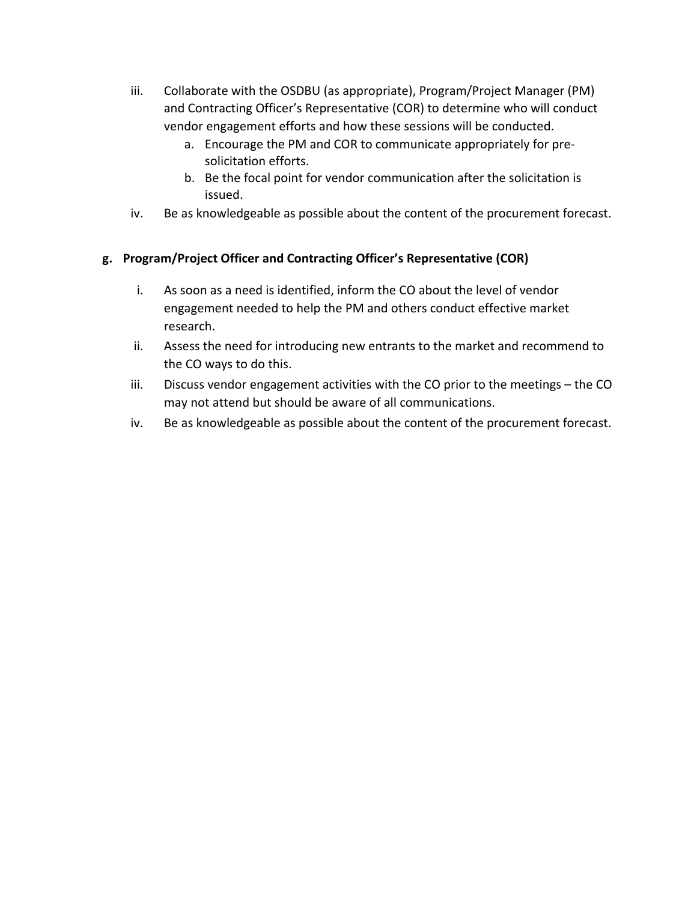iii. Collaborate with the OSDBU (as appropriate), Program/Project Manager (PM) and Contracting Officer's Representative (COR) to determine who will conduct vendor engagement efforts and how these sessions will be conducted.
    a. Encourage the PM and COR to communicate appropriately for pre-solicitation efforts.
    b. Be the focal point for vendor communication after the solicitation is issued.

iv. Be as knowledgeable as possible about the content of the procurement forecast.

**g. Program/Project Officer and Contracting Officer's Representative (COR)**

i. As soon as a need is identified, inform the CO about the level of vendor engagement needed to help the PM and others conduct effective market research.

ii. Assess the need for introducing new entrants to the market and recommend to the CO ways to do this.

iii. Discuss vendor engagement activities with the CO prior to the meetings – the CO may not attend but should be aware of all communications.

iv. Be as knowledgeable as possible about the content of the procurement forecast.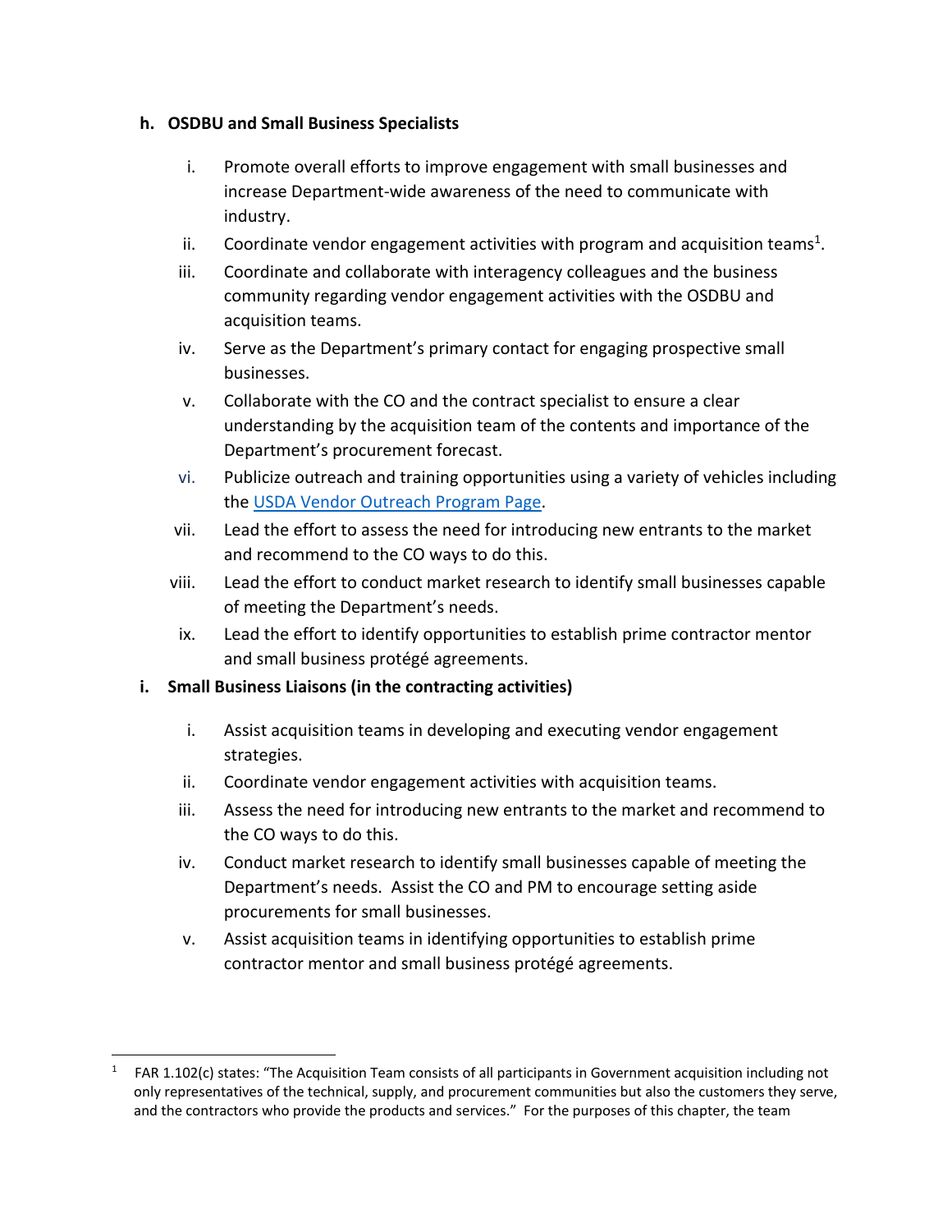**h. OSDBU and Small Business Specialists**

i. Promote overall efforts to improve engagement with small businesses and increase Department-wide awareness of the need to communicate with industry.

ii. Coordinate vendor engagement activities with program and acquisition teams[1].

iii. Coordinate and collaborate with interagency colleagues and the business community regarding vendor engagement activities with the OSDBU and acquisition teams.

iv. Serve as the Department's primary contact for engaging prospective small businesses.

v. Collaborate with the CO and the contract specialist to ensure a clear understanding by the acquisition team of the contents and importance of the Department's procurement forecast.

vi. Publicize outreach and training opportunities using a variety of vehicles including the [USDA Vendor Outreach Program Page](USDA Vendor Outreach Program Page).

vii. Lead the effort to assess the need for introducing new entrants to the market and recommend to the CO ways to do this.

viii. Lead the effort to conduct market research to identify small businesses capable of meeting the Department's needs.

ix. Lead the effort to identify opportunities to establish prime contractor mentor and small business protégé agreements.

**i. Small Business Liaisons (in the contracting activities)**

i. Assist acquisition teams in developing and executing vendor engagement strategies.

ii. Coordinate vendor engagement activities with acquisition teams.

iii. Assess the need for introducing new entrants to the market and recommend to the CO ways to do this.

iv. Conduct market research to identify small businesses capable of meeting the Department's needs. Assist the CO and PM to encourage setting aside procurements for small businesses.

v. Assist acquisition teams in identifying opportunities to establish prime contractor mentor and small business protégé agreements.

---

[1] FAR 1.102(c) states: "The Acquisition Team consists of all participants in Government acquisition including not only representatives of the technical, supply, and procurement communities but also the customers they serve, and the contractors who provide the products and services." For the purposes of this chapter, the team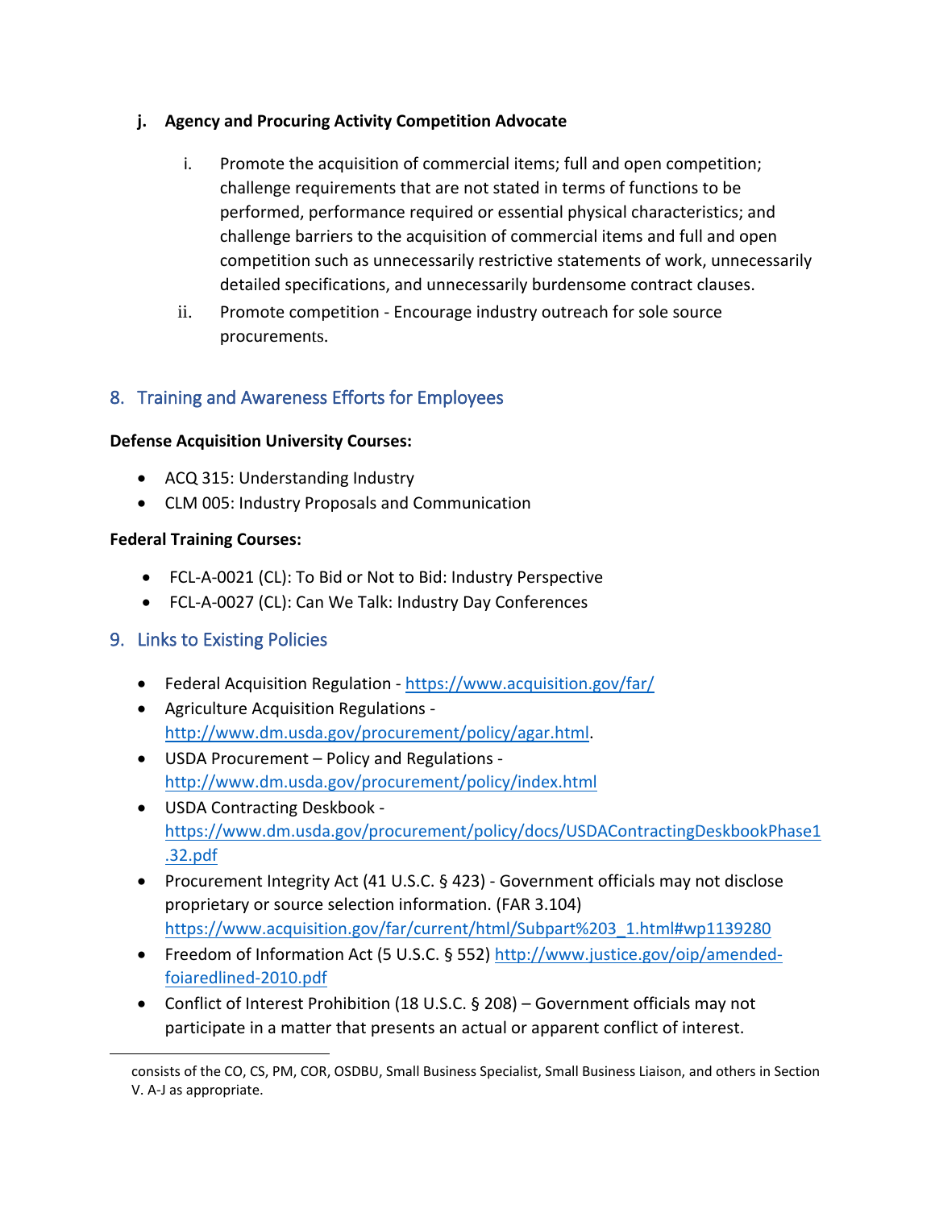**j. Agency and Procuring Activity Competition Advocate**

i. Promote the acquisition of commercial items; full and open competition; challenge requirements that are not stated in terms of functions to be performed, performance required or essential physical characteristics; and challenge barriers to the acquisition of commercial items and full and open competition such as unnecessarily restrictive statements of work, unnecessarily detailed specifications, and unnecessarily burdensome contract clauses.

ii. Promote competition - Encourage industry outreach for sole source procurements.

## 8. Training and Awareness Efforts for Employees

**Defense Acquisition University Courses:**

- ACQ 315: Understanding Industry
- CLM 005: Industry Proposals and Communication

**Federal Training Courses:**

- FCL-A-0021 (CL): To Bid or Not to Bid: Industry Perspective
- FCL-A-0027 (CL): Can We Talk: Industry Day Conferences

## 9. Links to Existing Policies

- Federal Acquisition Regulation - https://www.acquisition.gov/far/
- Agriculture Acquisition Regulations - http://www.dm.usda.gov/procurement/policy/agar.html.
- USDA Procurement – Policy and Regulations - http://www.dm.usda.gov/procurement/policy/index.html
- USDA Contracting Deskbook - https://www.dm.usda.gov/procurement/policy/docs/USDAContractingDeskbookPhase1.32.pdf
- Procurement Integrity Act (41 U.S.C. § 423) - Government officials may not disclose proprietary or source selection information. (FAR 3.104) https://www.acquisition.gov/far/current/html/Subpart%203_1.html#wp1139280
- Freedom of Information Act (5 U.S.C. § 552) http://www.justice.gov/oip/amended-foiaredlined-2010.pdf
- Conflict of Interest Prohibition (18 U.S.C. § 208) – Government officials may not participate in a matter that presents an actual or apparent conflict of interest.

---

consists of the CO, CS, PM, COR, OSDBU, Small Business Specialist, Small Business Liaison, and others in Section V. A-J as appropriate.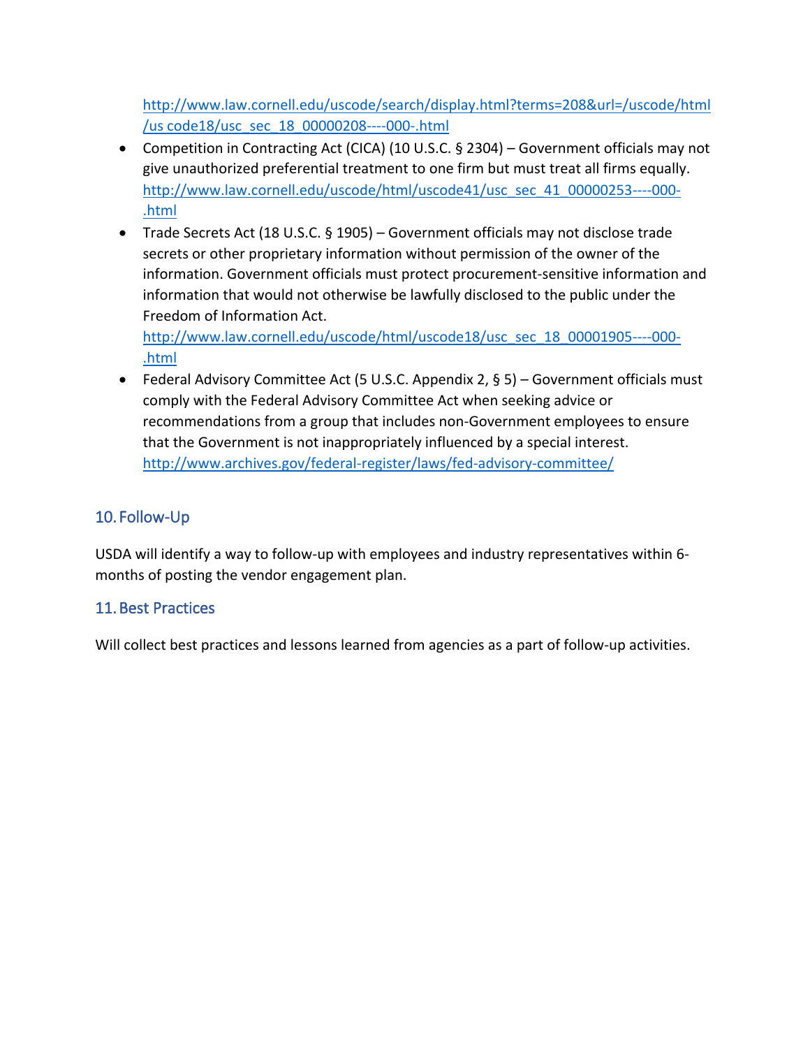http://www.law.cornell.edu/uscode/search/display.html?terms=208&url=/uscode/html/us code18/usc_sec_18_00000208----000-.html

- Competition in Contracting Act (CICA) (10 U.S.C. § 2304) – Government officials may not give unauthorized preferential treatment to one firm but must treat all firms equally. http://www.law.cornell.edu/uscode/html/uscode41/usc_sec_41_00000253----000-.html
- Trade Secrets Act (18 U.S.C. § 1905) – Government officials may not disclose trade secrets or other proprietary information without permission of the owner of the information. Government officials must protect procurement-sensitive information and information that would not otherwise be lawfully disclosed to the public under the Freedom of Information Act. http://www.law.cornell.edu/uscode/html/uscode18/usc_sec_18_00001905----000-.html
- Federal Advisory Committee Act (5 U.S.C. Appendix 2, § 5) – Government officials must comply with the Federal Advisory Committee Act when seeking advice or recommendations from a group that includes non-Government employees to ensure that the Government is not inappropriately influenced by a special interest. http://www.archives.gov/federal-register/laws/fed-advisory-committee/

## 10. Follow-Up

USDA will identify a way to follow-up with employees and industry representatives within 6-months of posting the vendor engagement plan.

## 11. Best Practices

Will collect best practices and lessons learned from agencies as a part of follow-up activities.